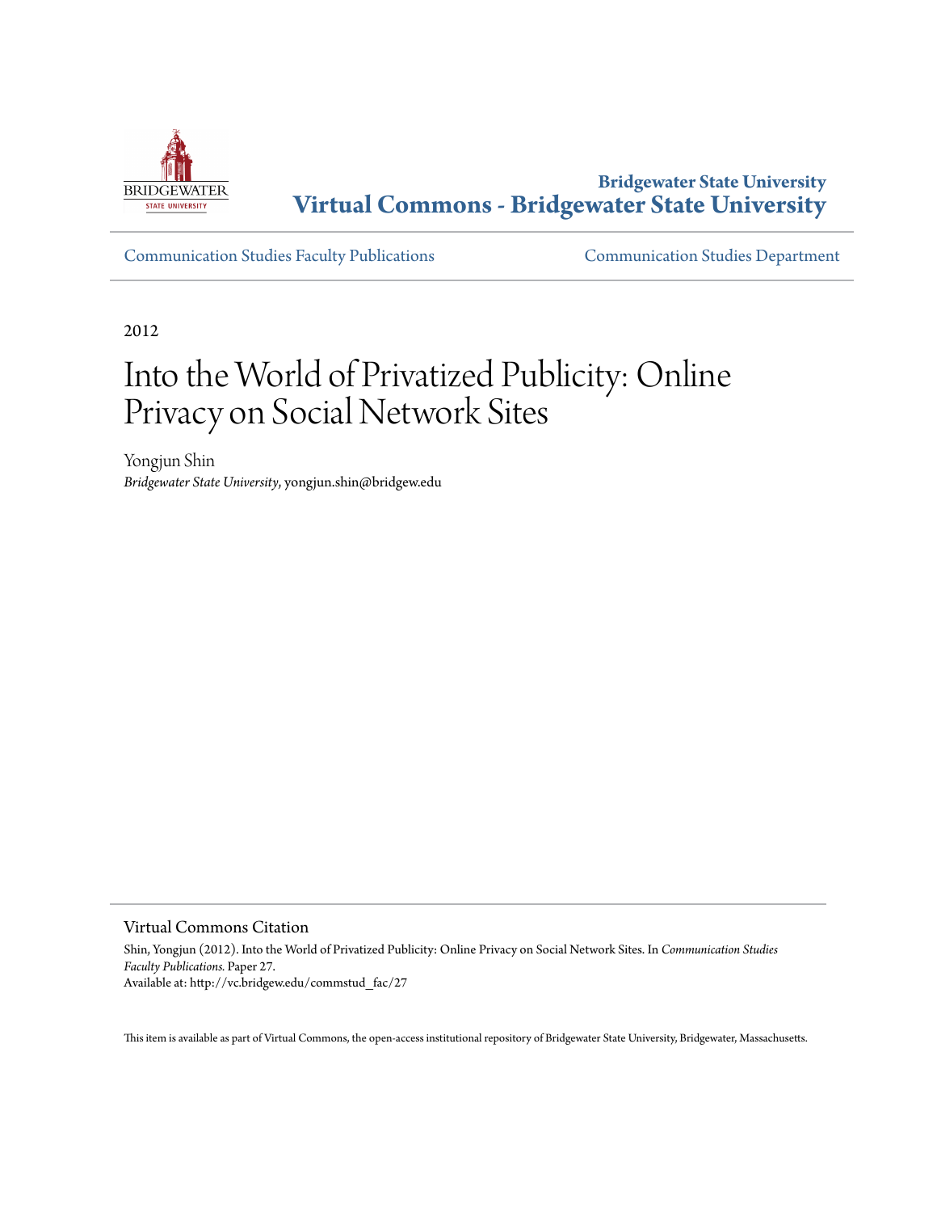Bridgewater State University

**Virtual Commons - Bridgewater State University**

Communication Studies Faculty Publications

Communication Studies Department

2012

# Into the World of Privatized Publicity: Online Privacy on Social Network Sites

Yongjun Shin

*Bridgewater State University*, yongjun.shin@bridgew.edu

## Virtual Commons Citation

Shin, Yongjun (2012). Into the World of Privatized Publicity: Online Privacy on Social Network Sites. In *Communication Studies Faculty Publications.* Paper 27.
Available at: http://vc.bridgew.edu/commstud_fac/27

This item is available as part of Virtual Commons, the open-access institutional repository of Bridgewater State University, Bridgewater, Massachusetts.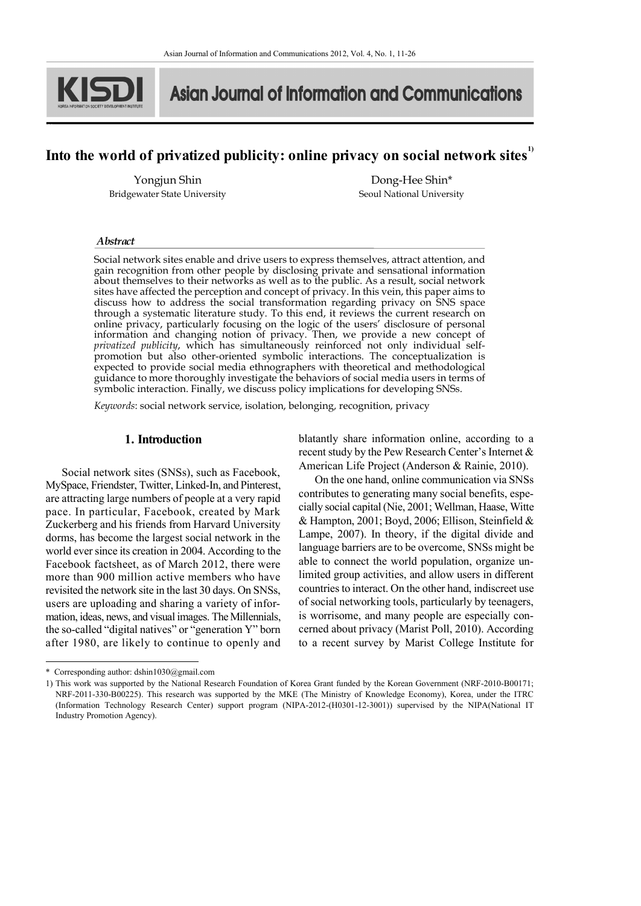# Into the world of privatized publicity: online privacy on social network sites[1)]

Yongjun Shin
Bridgewater State University

Dong-Hee Shin*
Seoul National University

***Abstract***

Social network sites enable and drive users to express themselves, attract attention, and gain recognition from other people by disclosing private and sensational information about themselves to their networks as well as to the public. As a result, social network sites have affected the perception and concept of privacy. In this vein, this paper aims to discuss how to address the social transformation regarding privacy on SNS space through a systematic literature study. To this end, it reviews the current research on online privacy, particularly focusing on the logic of the users' disclosure of personal information and changing notion of privacy. Then, we provide a new concept of *privatized publicity*, which has simultaneously reinforced not only individual self-promotion but also other-oriented symbolic interactions. The conceptualization is expected to provide social media ethnographers with theoretical and methodological guidance to more thoroughly investigate the behaviors of social media users in terms of symbolic interaction. Finally, we discuss policy implications for developing SNSs.

*Keywords*: social network service, isolation, belonging, recognition, privacy

## 1. Introduction

Social network sites (SNSs), such as Facebook, MySpace, Friendster, Twitter, Linked-In, and Pinterest, are attracting large numbers of people at a very rapid pace. In particular, Facebook, created by Mark Zuckerberg and his friends from Harvard University dorms, has become the largest social network in the world ever since its creation in 2004. According to the Facebook factsheet, as of March 2012, there were more than 900 million active members who have revisited the network site in the last 30 days. On SNSs, users are uploading and sharing a variety of information, ideas, news, and visual images. The Millennials, the so-called "digital natives" or "generation Y" born after 1980, are likely to continue to openly and blatantly share information online, according to a recent study by the Pew Research Center's Internet & American Life Project (Anderson & Rainie, 2010).

On the one hand, online communication via SNSs contributes to generating many social benefits, especially social capital (Nie, 2001; Wellman, Haase, Witte & Hampton, 2001; Boyd, 2006; Ellison, Steinfield & Lampe, 2007). In theory, if the digital divide and language barriers are to be overcome, SNSs might be able to connect the world population, organize unlimited group activities, and allow users in different countries to interact. On the other hand, indiscreet use of social networking tools, particularly by teenagers, is worrisome, and many people are especially concerned about privacy (Marist Poll, 2010). According to a recent survey by Marist College Institute for

---

\* Corresponding author: dshin1030@gmail.com

1) This work was supported by the National Research Foundation of Korea Grant funded by the Korean Government (NRF-2010-B00171; NRF-2011-330-B00225). This research was supported by the MKE (The Ministry of Knowledge Economy), Korea, under the ITRC (Information Technology Research Center) support program (NIPA-2012-(H0301-12-3001)) supervised by the NIPA(National IT Industry Promotion Agency).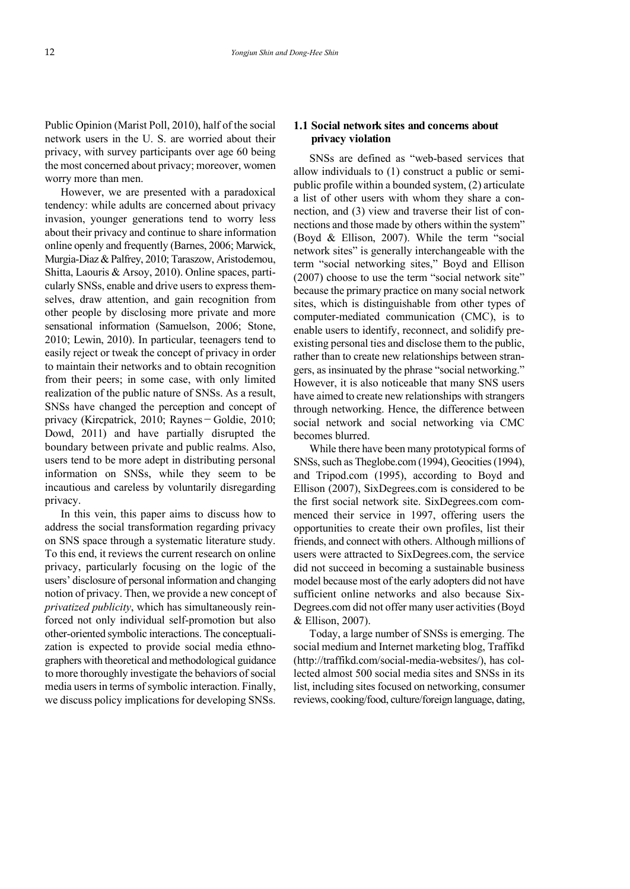Public Opinion (Marist Poll, 2010), half of the social network users in the U. S. are worried about their privacy, with survey participants over age 60 being the most concerned about privacy; moreover, women worry more than men.

However, we are presented with a paradoxical tendency: while adults are concerned about privacy invasion, younger generations tend to worry less about their privacy and continue to share information online openly and frequently (Barnes, 2006; Marwick, Murgia-Diaz & Palfrey, 2010; Taraszow, Aristodemou, Shitta, Laouris & Arsoy, 2010). Online spaces, particularly SNSs, enable and drive users to express themselves, draw attention, and gain recognition from other people by disclosing more private and more sensational information (Samuelson, 2006; Stone, 2010; Lewin, 2010). In particular, teenagers tend to easily reject or tweak the concept of privacy in order to maintain their networks and to obtain recognition from their peers; in some case, with only limited realization of the public nature of SNSs. As a result, SNSs have changed the perception and concept of privacy (Kircpatrick, 2010; Raynes－Goldie, 2010; Dowd, 2011) and have partially disrupted the boundary between private and public realms. Also, users tend to be more adept in distributing personal information on SNSs, while they seem to be incautious and careless by voluntarily disregarding privacy.

In this vein, this paper aims to discuss how to address the social transformation regarding privacy on SNS space through a systematic literature study. To this end, it reviews the current research on online privacy, particularly focusing on the logic of the users' disclosure of personal information and changing notion of privacy. Then, we provide a new concept of *privatized publicity*, which has simultaneously reinforced not only individual self-promotion but also other-oriented symbolic interactions. The conceptualization is expected to provide social media ethnographers with theoretical and methodological guidance to more thoroughly investigate the behaviors of social media users in terms of symbolic interaction. Finally, we discuss policy implications for developing SNSs.

### 1.1 Social network sites and concerns about privacy violation

SNSs are defined as "web-based services that allow individuals to (1) construct a public or semi-public profile within a bounded system, (2) articulate a list of other users with whom they share a connection, and (3) view and traverse their list of connections and those made by others within the system" (Boyd & Ellison, 2007). While the term "social network sites" is generally interchangeable with the term "social networking sites," Boyd and Ellison (2007) choose to use the term "social network site" because the primary practice on many social network sites, which is distinguishable from other types of computer-mediated communication (CMC), is to enable users to identify, reconnect, and solidify pre-existing personal ties and disclose them to the public, rather than to create new relationships between strangers, as insinuated by the phrase "social networking." However, it is also noticeable that many SNS users have aimed to create new relationships with strangers through networking. Hence, the difference between social network and social networking via CMC becomes blurred.

While there have been many prototypical forms of SNSs, such as Theglobe.com (1994), Geocities (1994), and Tripod.com (1995), according to Boyd and Ellison (2007), SixDegrees.com is considered to be the first social network site. SixDegrees.com commenced their service in 1997, offering users the opportunities to create their own profiles, list their friends, and connect with others. Although millions of users were attracted to SixDegrees.com, the service did not succeed in becoming a sustainable business model because most of the early adopters did not have sufficient online networks and also because SixDegrees.com did not offer many user activities (Boyd & Ellison, 2007).

Today, a large number of SNSs is emerging. The social medium and Internet marketing blog, Traffikd (http://traffikd.com/social-media-websites/), has collected almost 500 social media sites and SNSs in its list, including sites focused on networking, consumer reviews, cooking/food, culture/foreign language, dating,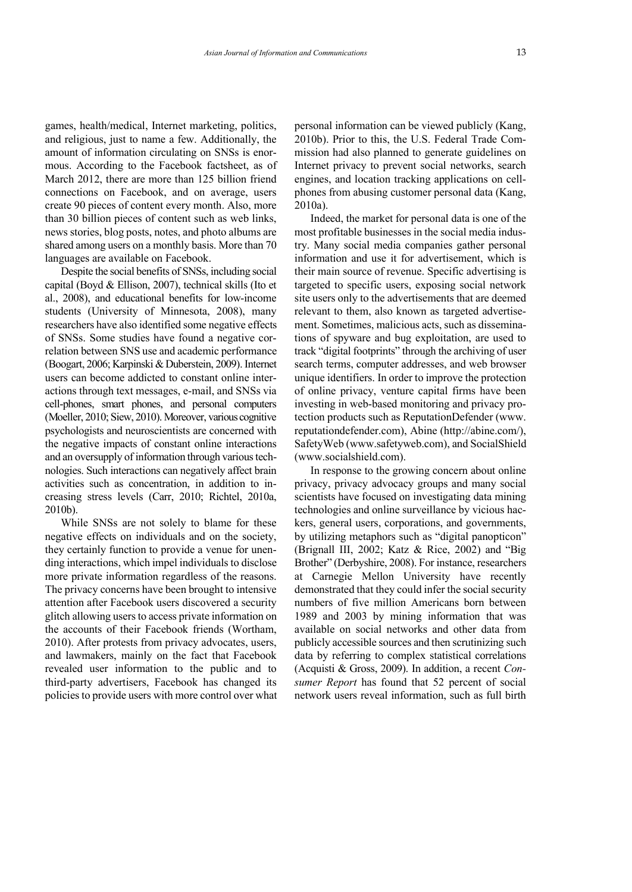games, health/medical, Internet marketing, politics, and religious, just to name a few. Additionally, the amount of information circulating on SNSs is enormous. According to the Facebook factsheet, as of March 2012, there are more than 125 billion friend connections on Facebook, and on average, users create 90 pieces of content every month. Also, more than 30 billion pieces of content such as web links, news stories, blog posts, notes, and photo albums are shared among users on a monthly basis. More than 70 languages are available on Facebook.

Despite the social benefits of SNSs, including social capital (Boyd & Ellison, 2007), technical skills (Ito et al., 2008), and educational benefits for low-income students (University of Minnesota, 2008), many researchers have also identified some negative effects of SNSs. Some studies have found a negative correlation between SNS use and academic performance (Boogart, 2006; Karpinski & Duberstein, 2009). Internet users can become addicted to constant online interactions through text messages, e-mail, and SNSs via cell-phones, smart phones, and personal computers (Moeller, 2010; Siew, 2010). Moreover, various cognitive psychologists and neuroscientists are concerned with the negative impacts of constant online interactions and an oversupply of information through various technologies. Such interactions can negatively affect brain activities such as concentration, in addition to increasing stress levels (Carr, 2010; Richtel, 2010a, 2010b).

While SNSs are not solely to blame for these negative effects on individuals and on the society, they certainly function to provide a venue for unending interactions, which impel individuals to disclose more private information regardless of the reasons. The privacy concerns have been brought to intensive attention after Facebook users discovered a security glitch allowing users to access private information on the accounts of their Facebook friends (Wortham, 2010). After protests from privacy advocates, users, and lawmakers, mainly on the fact that Facebook revealed user information to the public and to third-party advertisers, Facebook has changed its policies to provide users with more control over what personal information can be viewed publicly (Kang, 2010b). Prior to this, the U.S. Federal Trade Commission had also planned to generate guidelines on Internet privacy to prevent social networks, search engines, and location tracking applications on cellphones from abusing customer personal data (Kang, 2010a).

Indeed, the market for personal data is one of the most profitable businesses in the social media industry. Many social media companies gather personal information and use it for advertisement, which is their main source of revenue. Specific advertising is targeted to specific users, exposing social network site users only to the advertisements that are deemed relevant to them, also known as targeted advertisement. Sometimes, malicious acts, such as disseminations of spyware and bug exploitation, are used to track "digital footprints" through the archiving of user search terms, computer addresses, and web browser unique identifiers. In order to improve the protection of online privacy, venture capital firms have been investing in web-based monitoring and privacy protection products such as ReputationDefender (www.reputationdefender.com), Abine (http://abine.com/), SafetyWeb (www.safetyweb.com), and SocialShield (www.socialshield.com).

In response to the growing concern about online privacy, privacy advocacy groups and many social scientists have focused on investigating data mining technologies and online surveillance by vicious hackers, general users, corporations, and governments, by utilizing metaphors such as "digital panopticon" (Brignall III, 2002; Katz & Rice, 2002) and "Big Brother" (Derbyshire, 2008). For instance, researchers at Carnegie Mellon University have recently demonstrated that they could infer the social security numbers of five million Americans born between 1989 and 2003 by mining information that was available on social networks and other data from publicly accessible sources and then scrutinizing such data by referring to complex statistical correlations (Acquisti & Gross, 2009). In addition, a recent *Consumer Report* has found that 52 percent of social network users reveal information, such as full birth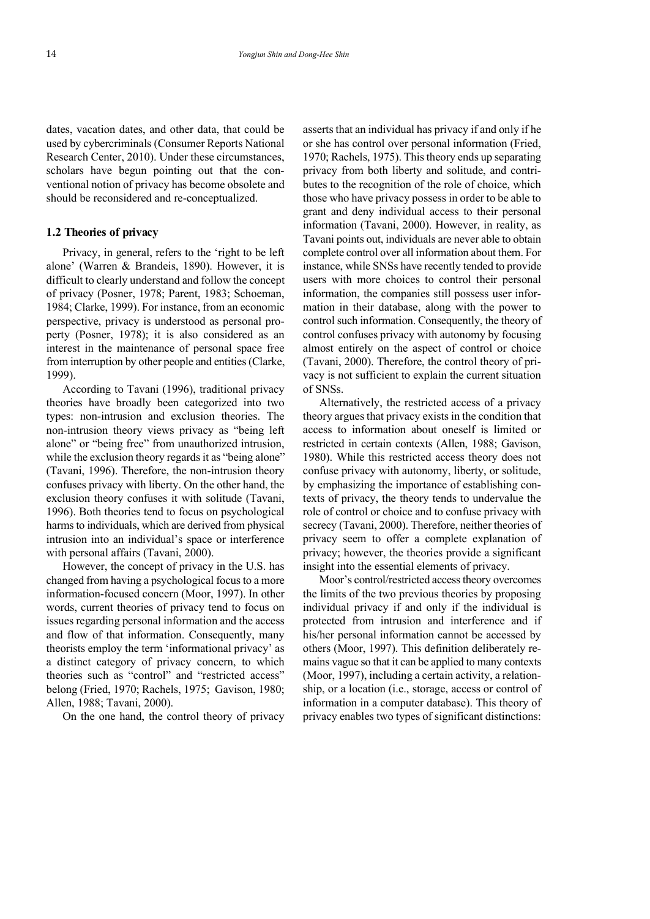dates, vacation dates, and other data, that could be used by cybercriminals (Consumer Reports National Research Center, 2010). Under these circumstances, scholars have begun pointing out that the conventional notion of privacy has become obsolete and should be reconsidered and re-conceptualized.

### 1.2 Theories of privacy

Privacy, in general, refers to the 'right to be left alone' (Warren & Brandeis, 1890). However, it is difficult to clearly understand and follow the concept of privacy (Posner, 1978; Parent, 1983; Schoeman, 1984; Clarke, 1999). For instance, from an economic perspective, privacy is understood as personal property (Posner, 1978); it is also considered as an interest in the maintenance of personal space free from interruption by other people and entities (Clarke, 1999).

According to Tavani (1996), traditional privacy theories have broadly been categorized into two types: non-intrusion and exclusion theories. The non-intrusion theory views privacy as "being left alone" or "being free" from unauthorized intrusion, while the exclusion theory regards it as "being alone" (Tavani, 1996). Therefore, the non-intrusion theory confuses privacy with liberty. On the other hand, the exclusion theory confuses it with solitude (Tavani, 1996). Both theories tend to focus on psychological harms to individuals, which are derived from physical intrusion into an individual's space or interference with personal affairs (Tavani, 2000).

However, the concept of privacy in the U.S. has changed from having a psychological focus to a more information-focused concern (Moor, 1997). In other words, current theories of privacy tend to focus on issues regarding personal information and the access and flow of that information. Consequently, many theorists employ the term 'informational privacy' as a distinct category of privacy concern, to which theories such as "control" and "restricted access" belong (Fried, 1970; Rachels, 1975; Gavison, 1980; Allen, 1988; Tavani, 2000).

On the one hand, the control theory of privacy asserts that an individual has privacy if and only if he or she has control over personal information (Fried, 1970; Rachels, 1975). This theory ends up separating privacy from both liberty and solitude, and contributes to the recognition of the role of choice, which those who have privacy possess in order to be able to grant and deny individual access to their personal information (Tavani, 2000). However, in reality, as Tavani points out, individuals are never able to obtain complete control over all information about them. For instance, while SNSs have recently tended to provide users with more choices to control their personal information, the companies still possess user information in their database, along with the power to control such information. Consequently, the theory of control confuses privacy with autonomy by focusing almost entirely on the aspect of control or choice (Tavani, 2000). Therefore, the control theory of privacy is not sufficient to explain the current situation of SNSs.

Alternatively, the restricted access of a privacy theory argues that privacy exists in the condition that access to information about oneself is limited or restricted in certain contexts (Allen, 1988; Gavison, 1980). While this restricted access theory does not confuse privacy with autonomy, liberty, or solitude, by emphasizing the importance of establishing contexts of privacy, the theory tends to undervalue the role of control or choice and to confuse privacy with secrecy (Tavani, 2000). Therefore, neither theories of privacy seem to offer a complete explanation of privacy; however, the theories provide a significant insight into the essential elements of privacy.

Moor's control/restricted access theory overcomes the limits of the two previous theories by proposing individual privacy if and only if the individual is protected from intrusion and interference and if his/her personal information cannot be accessed by others (Moor, 1997). This definition deliberately remains vague so that it can be applied to many contexts (Moor, 1997), including a certain activity, a relationship, or a location (i.e., storage, access or control of information in a computer database). This theory of privacy enables two types of significant distinctions: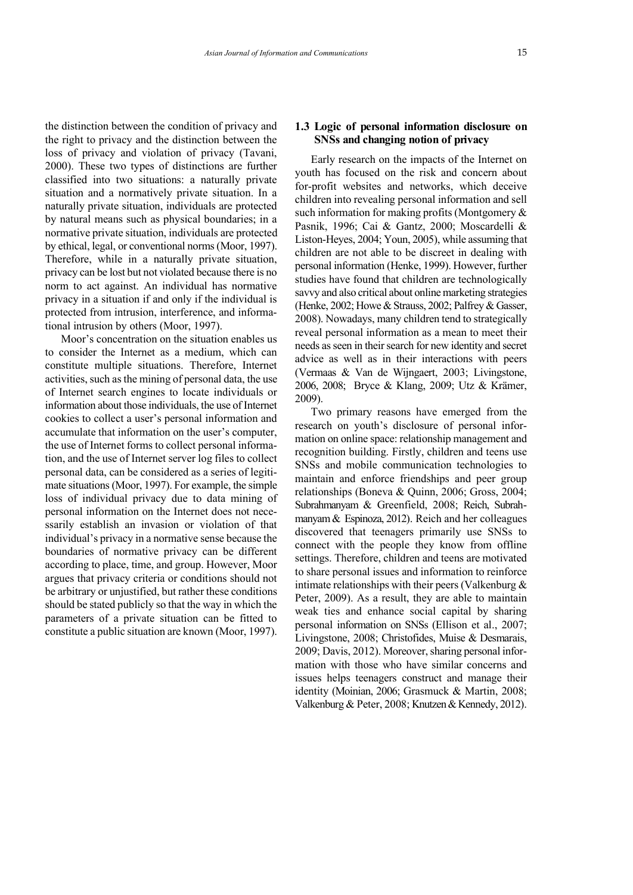the distinction between the condition of privacy and the right to privacy and the distinction between the loss of privacy and violation of privacy (Tavani, 2000). These two types of distinctions are further classified into two situations: a naturally private situation and a normatively private situation. In a naturally private situation, individuals are protected by natural means such as physical boundaries; in a normative private situation, individuals are protected by ethical, legal, or conventional norms (Moor, 1997). Therefore, while in a naturally private situation, privacy can be lost but not violated because there is no norm to act against. An individual has normative privacy in a situation if and only if the individual is protected from intrusion, interference, and informational intrusion by others (Moor, 1997).

Moor's concentration on the situation enables us to consider the Internet as a medium, which can constitute multiple situations. Therefore, Internet activities, such as the mining of personal data, the use of Internet search engines to locate individuals or information about those individuals, the use of Internet cookies to collect a user's personal information and accumulate that information on the user's computer, the use of Internet forms to collect personal information, and the use of Internet server log files to collect personal data, can be considered as a series of legitimate situations (Moor, 1997). For example, the simple loss of individual privacy due to data mining of personal information on the Internet does not necessarily establish an invasion or violation of that individual's privacy in a normative sense because the boundaries of normative privacy can be different according to place, time, and group. However, Moor argues that privacy criteria or conditions should not be arbitrary or unjustified, but rather these conditions should be stated publicly so that the way in which the parameters of a private situation can be fitted to constitute a public situation are known (Moor, 1997).

### 1.3 Logic of personal information disclosure on SNSs and changing notion of privacy

Early research on the impacts of the Internet on youth has focused on the risk and concern about for-profit websites and networks, which deceive children into revealing personal information and sell such information for making profits (Montgomery & Pasnik, 1996; Cai & Gantz, 2000; Moscardelli & Liston-Heyes, 2004; Youn, 2005), while assuming that children are not able to be discreet in dealing with personal information (Henke, 1999). However, further studies have found that children are technologically savvy and also critical about online marketing strategies (Henke, 2002; Howe & Strauss, 2002; Palfrey & Gasser, 2008). Nowadays, many children tend to strategically reveal personal information as a mean to meet their needs as seen in their search for new identity and secret advice as well as in their interactions with peers (Vermaas & Van de Wijngaert, 2003; Livingstone, 2006, 2008; Bryce & Klang, 2009; Utz & Krämer, 2009).

Two primary reasons have emerged from the research on youth's disclosure of personal information on online space: relationship management and recognition building. Firstly, children and teens use SNSs and mobile communication technologies to maintain and enforce friendships and peer group relationships (Boneva & Quinn, 2006; Gross, 2004; Subrahmanyam & Greenfield, 2008; Reich, Subrahmanyam & Espinoza, 2012). Reich and her colleagues discovered that teenagers primarily use SNSs to connect with the people they know from offline settings. Therefore, children and teens are motivated to share personal issues and information to reinforce intimate relationships with their peers (Valkenburg & Peter, 2009). As a result, they are able to maintain weak ties and enhance social capital by sharing personal information on SNSs (Ellison et al., 2007; Livingstone, 2008; Christofides, Muise & Desmarais, 2009; Davis, 2012). Moreover, sharing personal information with those who have similar concerns and issues helps teenagers construct and manage their identity (Moinian, 2006; Grasmuck & Martin, 2008; Valkenburg & Peter, 2008; Knutzen & Kennedy, 2012).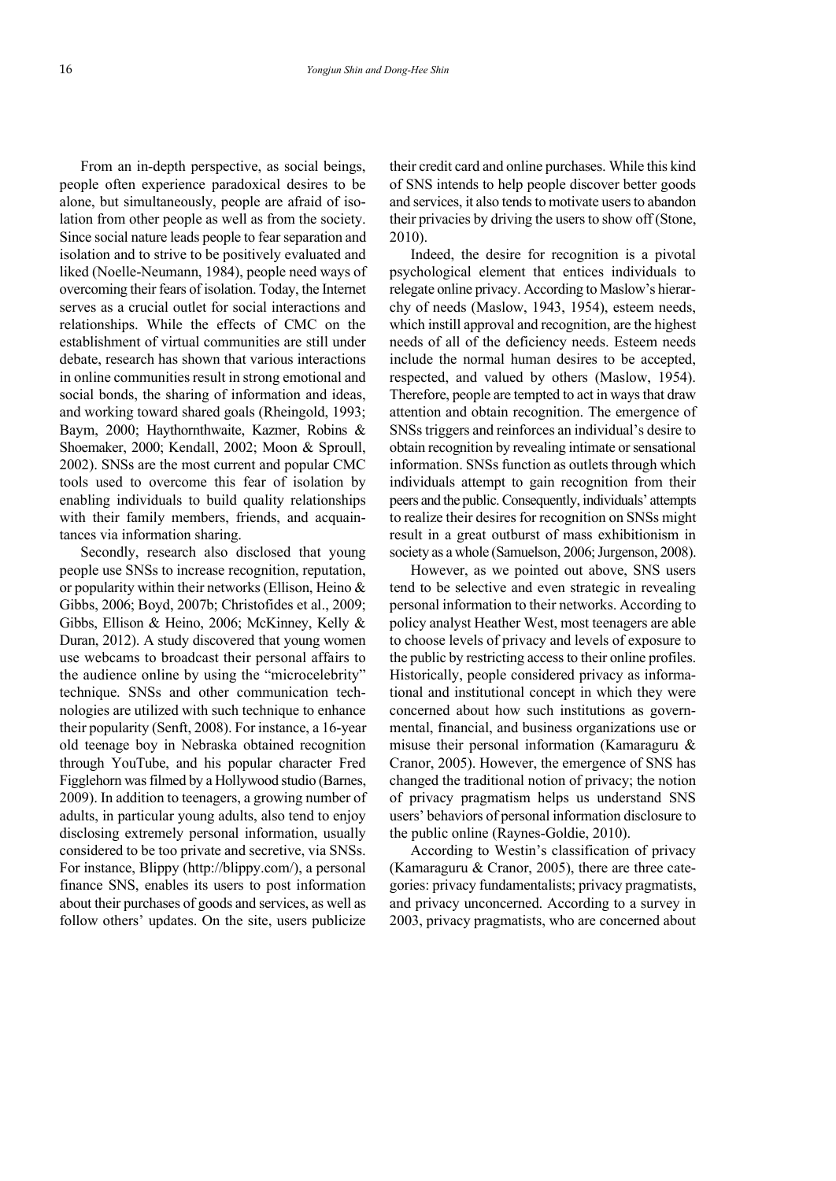From an in-depth perspective, as social beings, people often experience paradoxical desires to be alone, but simultaneously, people are afraid of isolation from other people as well as from the society. Since social nature leads people to fear separation and isolation and to strive to be positively evaluated and liked (Noelle-Neumann, 1984), people need ways of overcoming their fears of isolation. Today, the Internet serves as a crucial outlet for social interactions and relationships. While the effects of CMC on the establishment of virtual communities are still under debate, research has shown that various interactions in online communities result in strong emotional and social bonds, the sharing of information and ideas, and working toward shared goals (Rheingold, 1993; Baym, 2000; Haythornthwaite, Kazmer, Robins & Shoemaker, 2000; Kendall, 2002; Moon & Sproull, 2002). SNSs are the most current and popular CMC tools used to overcome this fear of isolation by enabling individuals to build quality relationships with their family members, friends, and acquaintances via information sharing.

Secondly, research also disclosed that young people use SNSs to increase recognition, reputation, or popularity within their networks (Ellison, Heino & Gibbs, 2006; Boyd, 2007b; Christofides et al., 2009; Gibbs, Ellison & Heino, 2006; McKinney, Kelly & Duran, 2012). A study discovered that young women use webcams to broadcast their personal affairs to the audience online by using the "microcelebrity" technique. SNSs and other communication technologies are utilized with such technique to enhance their popularity (Senft, 2008). For instance, a 16-year old teenage boy in Nebraska obtained recognition through YouTube, and his popular character Fred Figglehorn was filmed by a Hollywood studio (Barnes, 2009). In addition to teenagers, a growing number of adults, in particular young adults, also tend to enjoy disclosing extremely personal information, usually considered to be too private and secretive, via SNSs. For instance, Blippy (http://blippy.com/), a personal finance SNS, enables its users to post information about their purchases of goods and services, as well as follow others' updates. On the site, users publicize their credit card and online purchases. While this kind of SNS intends to help people discover better goods and services, it also tends to motivate users to abandon their privacies by driving the users to show off (Stone, 2010).

Indeed, the desire for recognition is a pivotal psychological element that entices individuals to relegate online privacy. According to Maslow's hierarchy of needs (Maslow, 1943, 1954), esteem needs, which instill approval and recognition, are the highest needs of all of the deficiency needs. Esteem needs include the normal human desires to be accepted, respected, and valued by others (Maslow, 1954). Therefore, people are tempted to act in ways that draw attention and obtain recognition. The emergence of SNSs triggers and reinforces an individual's desire to obtain recognition by revealing intimate or sensational information. SNSs function as outlets through which individuals attempt to gain recognition from their peers and the public. Consequently, individuals' attempts to realize their desires for recognition on SNSs might result in a great outburst of mass exhibitionism in society as a whole (Samuelson, 2006; Jurgenson, 2008).

However, as we pointed out above, SNS users tend to be selective and even strategic in revealing personal information to their networks. According to policy analyst Heather West, most teenagers are able to choose levels of privacy and levels of exposure to the public by restricting access to their online profiles. Historically, people considered privacy as informational and institutional concept in which they were concerned about how such institutions as governmental, financial, and business organizations use or misuse their personal information (Kamaraguru & Cranor, 2005). However, the emergence of SNS has changed the traditional notion of privacy; the notion of privacy pragmatism helps us understand SNS users' behaviors of personal information disclosure to the public online (Raynes-Goldie, 2010).

According to Westin's classification of privacy (Kamaraguru & Cranor, 2005), there are three categories: privacy fundamentalists; privacy pragmatists, and privacy unconcerned. According to a survey in 2003, privacy pragmatists, who are concerned about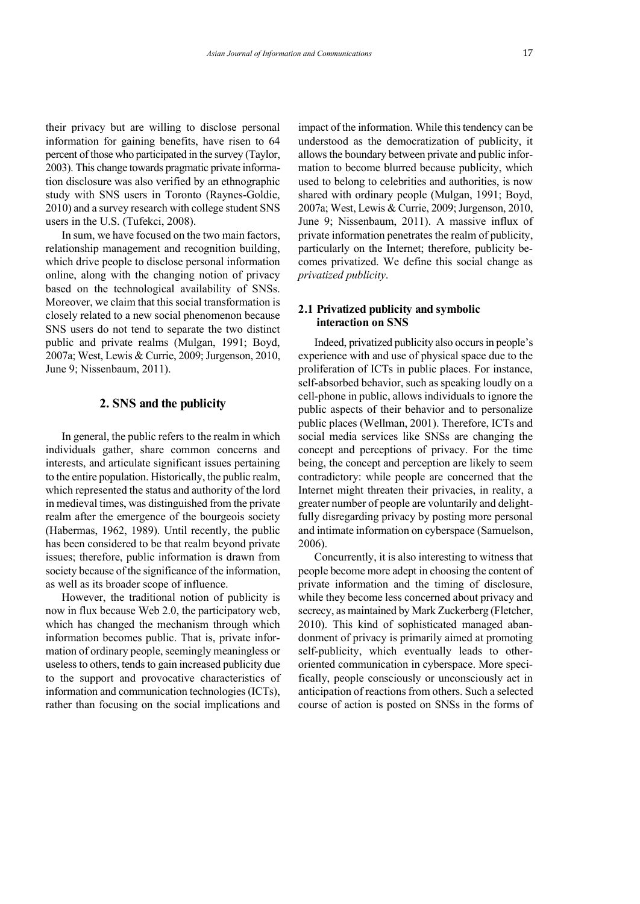their privacy but are willing to disclose personal information for gaining benefits, have risen to 64 percent of those who participated in the survey (Taylor, 2003). This change towards pragmatic private information disclosure was also verified by an ethnographic study with SNS users in Toronto (Raynes-Goldie, 2010) and a survey research with college student SNS users in the U.S. (Tufekci, 2008).

In sum, we have focused on the two main factors, relationship management and recognition building, which drive people to disclose personal information online, along with the changing notion of privacy based on the technological availability of SNSs. Moreover, we claim that this social transformation is closely related to a new social phenomenon because SNS users do not tend to separate the two distinct public and private realms (Mulgan, 1991; Boyd, 2007a; West, Lewis & Currie, 2009; Jurgenson, 2010, June 9; Nissenbaum, 2011).

## 2. SNS and the publicity

In general, the public refers to the realm in which individuals gather, share common concerns and interests, and articulate significant issues pertaining to the entire population. Historically, the public realm, which represented the status and authority of the lord in medieval times, was distinguished from the private realm after the emergence of the bourgeois society (Habermas, 1962, 1989). Until recently, the public has been considered to be that realm beyond private issues; therefore, public information is drawn from society because of the significance of the information, as well as its broader scope of influence.

However, the traditional notion of publicity is now in flux because Web 2.0, the participatory web, which has changed the mechanism through which information becomes public. That is, private information of ordinary people, seemingly meaningless or useless to others, tends to gain increased publicity due to the support and provocative characteristics of information and communication technologies (ICTs), rather than focusing on the social implications and impact of the information. While this tendency can be understood as the democratization of publicity, it allows the boundary between private and public information to become blurred because publicity, which used to belong to celebrities and authorities, is now shared with ordinary people (Mulgan, 1991; Boyd, 2007a; West, Lewis & Currie, 2009; Jurgenson, 2010, June 9; Nissenbaum, 2011). A massive influx of private information penetrates the realm of publicity, particularly on the Internet; therefore, publicity becomes privatized. We define this social change as *privatized publicity*.

### 2.1 Privatized publicity and symbolic interaction on SNS

Indeed, privatized publicity also occurs in people's experience with and use of physical space due to the proliferation of ICTs in public places. For instance, self-absorbed behavior, such as speaking loudly on a cell-phone in public, allows individuals to ignore the public aspects of their behavior and to personalize public places (Wellman, 2001). Therefore, ICTs and social media services like SNSs are changing the concept and perceptions of privacy. For the time being, the concept and perception are likely to seem contradictory: while people are concerned that the Internet might threaten their privacies, in reality, a greater number of people are voluntarily and delightfully disregarding privacy by posting more personal and intimate information on cyberspace (Samuelson, 2006).

Concurrently, it is also interesting to witness that people become more adept in choosing the content of private information and the timing of disclosure, while they become less concerned about privacy and secrecy, as maintained by Mark Zuckerberg (Fletcher, 2010). This kind of sophisticated managed abandonment of privacy is primarily aimed at promoting self-publicity, which eventually leads to other-oriented communication in cyberspace. More specifically, people consciously or unconsciously act in anticipation of reactions from others. Such a selected course of action is posted on SNSs in the forms of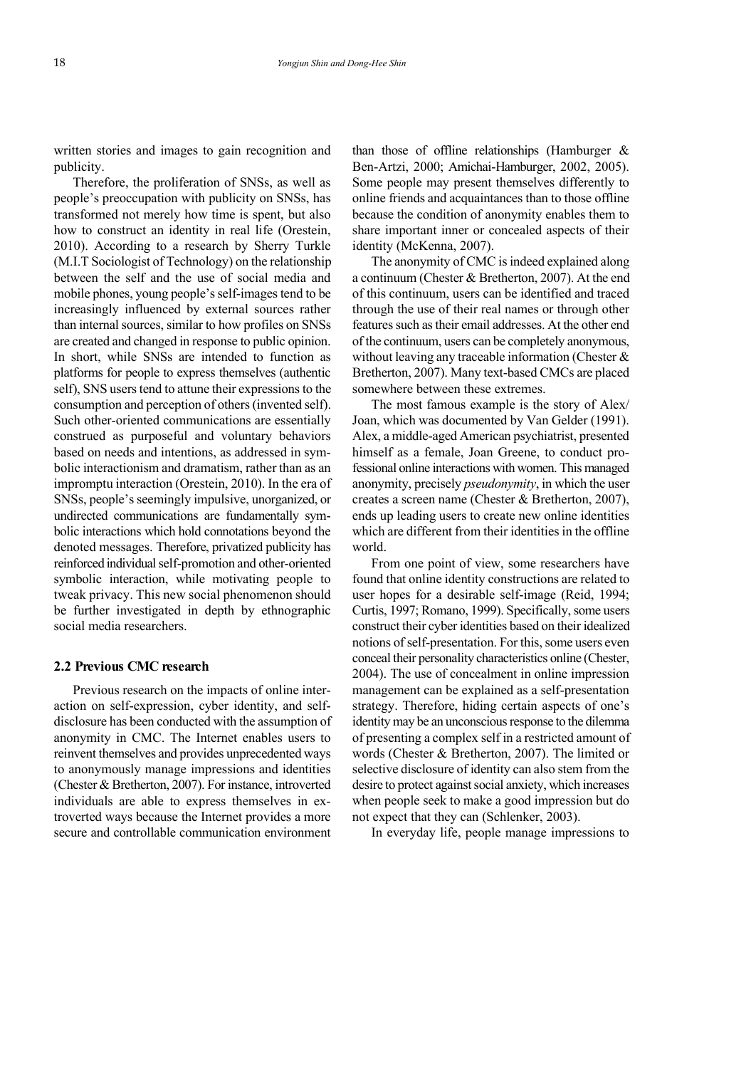written stories and images to gain recognition and publicity.

Therefore, the proliferation of SNSs, as well as people's preoccupation with publicity on SNSs, has transformed not merely how time is spent, but also how to construct an identity in real life (Orestein, 2010). According to a research by Sherry Turkle (M.I.T Sociologist of Technology) on the relationship between the self and the use of social media and mobile phones, young people's self-images tend to be increasingly influenced by external sources rather than internal sources, similar to how profiles on SNSs are created and changed in response to public opinion. In short, while SNSs are intended to function as platforms for people to express themselves (authentic self), SNS users tend to attune their expressions to the consumption and perception of others (invented self). Such other-oriented communications are essentially construed as purposeful and voluntary behaviors based on needs and intentions, as addressed in symbolic interactionism and dramatism, rather than as an impromptu interaction (Orestein, 2010). In the era of SNSs, people's seemingly impulsive, unorganized, or undirected communications are fundamentally symbolic interactions which hold connotations beyond the denoted messages. Therefore, privatized publicity has reinforced individual self-promotion and other-oriented symbolic interaction, while motivating people to tweak privacy. This new social phenomenon should be further investigated in depth by ethnographic social media researchers.

## 2.2 Previous CMC research

Previous research on the impacts of online interaction on self-expression, cyber identity, and self-disclosure has been conducted with the assumption of anonymity in CMC. The Internet enables users to reinvent themselves and provides unprecedented ways to anonymously manage impressions and identities (Chester & Bretherton, 2007). For instance, introverted individuals are able to express themselves in extroverted ways because the Internet provides a more secure and controllable communication environment than those of offline relationships (Hamburger & Ben-Artzi, 2000; Amichai-Hamburger, 2002, 2005). Some people may present themselves differently to online friends and acquaintances than to those offline because the condition of anonymity enables them to share important inner or concealed aspects of their identity (McKenna, 2007).

The anonymity of CMC is indeed explained along a continuum (Chester & Bretherton, 2007). At the end of this continuum, users can be identified and traced through the use of their real names or through other features such as their email addresses. At the other end of the continuum, users can be completely anonymous, without leaving any traceable information (Chester & Bretherton, 2007). Many text-based CMCs are placed somewhere between these extremes.

The most famous example is the story of Alex/Joan, which was documented by Van Gelder (1991). Alex, a middle-aged American psychiatrist, presented himself as a female, Joan Greene, to conduct professional online interactions with women. This managed anonymity, precisely *pseudonymity*, in which the user creates a screen name (Chester & Bretherton, 2007), ends up leading users to create new online identities which are different from their identities in the offline world.

From one point of view, some researchers have found that online identity constructions are related to user hopes for a desirable self-image (Reid, 1994; Curtis, 1997; Romano, 1999). Specifically, some users construct their cyber identities based on their idealized notions of self-presentation. For this, some users even conceal their personality characteristics online (Chester, 2004). The use of concealment in online impression management can be explained as a self-presentation strategy. Therefore, hiding certain aspects of one's identity may be an unconscious response to the dilemma of presenting a complex self in a restricted amount of words (Chester & Bretherton, 2007). The limited or selective disclosure of identity can also stem from the desire to protect against social anxiety, which increases when people seek to make a good impression but do not expect that they can (Schlenker, 2003).

In everyday life, people manage impressions to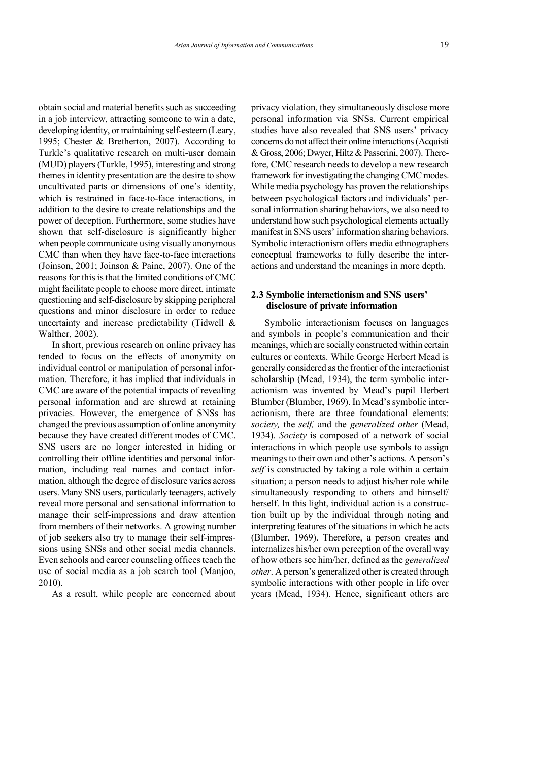obtain social and material benefits such as succeeding in a job interview, attracting someone to win a date, developing identity, or maintaining self-esteem (Leary, 1995; Chester & Bretherton, 2007). According to Turkle's qualitative research on multi-user domain (MUD) players (Turkle, 1995), interesting and strong themes in identity presentation are the desire to show uncultivated parts or dimensions of one's identity, which is restrained in face-to-face interactions, in addition to the desire to create relationships and the power of deception. Furthermore, some studies have shown that self-disclosure is significantly higher when people communicate using visually anonymous CMC than when they have face-to-face interactions (Joinson, 2001; Joinson & Paine, 2007). One of the reasons for this is that the limited conditions of CMC might facilitate people to choose more direct, intimate questioning and self-disclosure by skipping peripheral questions and minor disclosure in order to reduce uncertainty and increase predictability (Tidwell & Walther, 2002).

In short, previous research on online privacy has tended to focus on the effects of anonymity on individual control or manipulation of personal information. Therefore, it has implied that individuals in CMC are aware of the potential impacts of revealing personal information and are shrewd at retaining privacies. However, the emergence of SNSs has changed the previous assumption of online anonymity because they have created different modes of CMC. SNS users are no longer interested in hiding or controlling their offline identities and personal information, including real names and contact information, although the degree of disclosure varies across users. Many SNS users, particularly teenagers, actively reveal more personal and sensational information to manage their self-impressions and draw attention from members of their networks. A growing number of job seekers also try to manage their self-impressions using SNSs and other social media channels. Even schools and career counseling offices teach the use of social media as a job search tool (Manjoo, 2010).

As a result, while people are concerned about privacy violation, they simultaneously disclose more personal information via SNSs. Current empirical studies have also revealed that SNS users' privacy concerns do not affect their online interactions (Acquisti & Gross, 2006; Dwyer, Hiltz & Passerini, 2007). Therefore, CMC research needs to develop a new research framework for investigating the changing CMC modes. While media psychology has proven the relationships between psychological factors and individuals' personal information sharing behaviors, we also need to understand how such psychological elements actually manifest in SNS users' information sharing behaviors. Symbolic interactionism offers media ethnographers conceptual frameworks to fully describe the interactions and understand the meanings in more depth.

### 2.3 Symbolic interactionism and SNS users' disclosure of private information

Symbolic interactionism focuses on languages and symbols in people's communication and their meanings, which are socially constructed within certain cultures or contexts. While George Herbert Mead is generally considered as the frontier of the interactionist scholarship (Mead, 1934), the term symbolic interactionism was invented by Mead's pupil Herbert Blumber (Blumber, 1969). In Mead's symbolic interactionism, there are three foundational elements: *society,* the *self,* and the *generalized other* (Mead, 1934). *Society* is composed of a network of social interactions in which people use symbols to assign meanings to their own and other's actions. A person's *self* is constructed by taking a role within a certain situation; a person needs to adjust his/her role while simultaneously responding to others and himself/herself. In this light, individual action is a construction built up by the individual through noting and interpreting features of the situations in which he acts (Blumber, 1969). Therefore, a person creates and internalizes his/her own perception of the overall way of how others see him/her, defined as the *generalized other*. A person's generalized other is created through symbolic interactions with other people in life over years (Mead, 1934). Hence, significant others are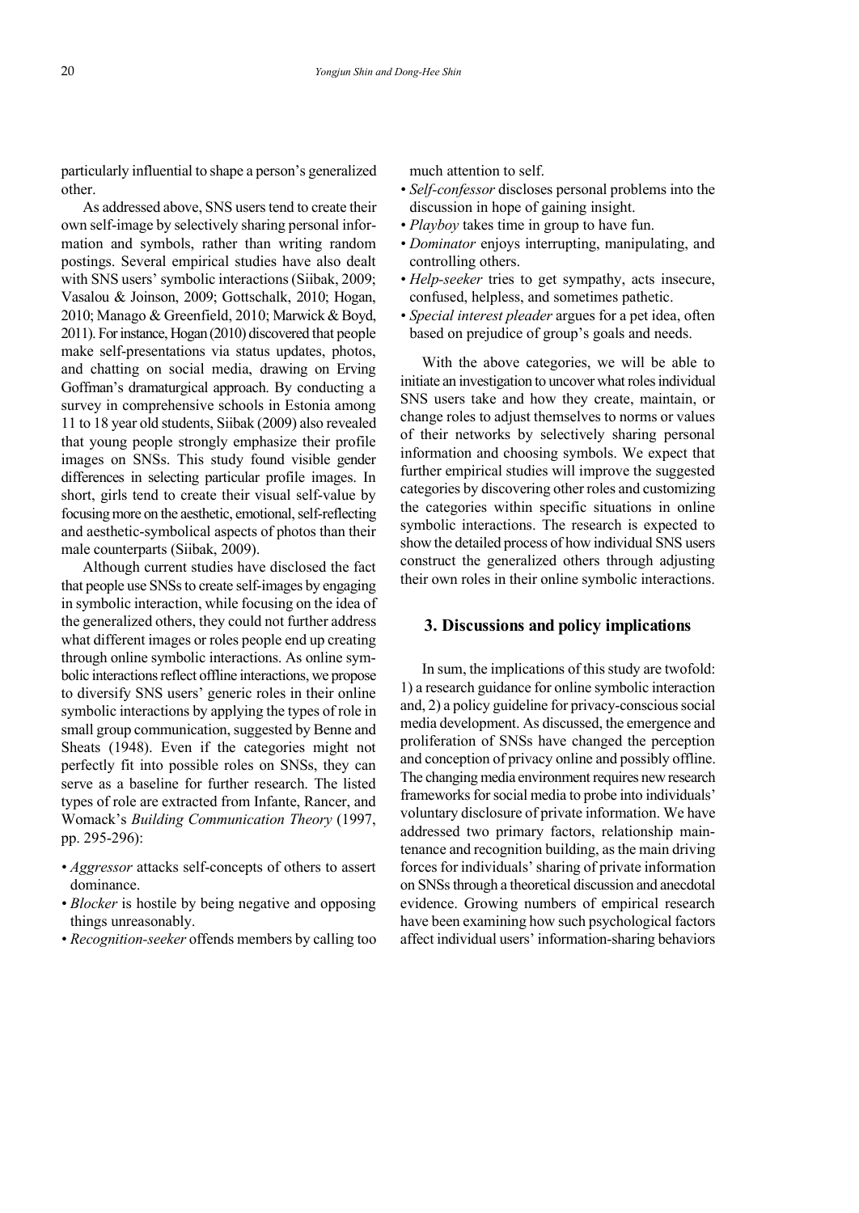particularly influential to shape a person's generalized other.

As addressed above, SNS users tend to create their own self-image by selectively sharing personal information and symbols, rather than writing random postings. Several empirical studies have also dealt with SNS users' symbolic interactions (Siibak, 2009; Vasalou & Joinson, 2009; Gottschalk, 2010; Hogan, 2010; Manago & Greenfield, 2010; Marwick & Boyd, 2011). For instance, Hogan (2010) discovered that people make self-presentations via status updates, photos, and chatting on social media, drawing on Erving Goffman's dramaturgical approach. By conducting a survey in comprehensive schools in Estonia among 11 to 18 year old students, Siibak (2009) also revealed that young people strongly emphasize their profile images on SNSs. This study found visible gender differences in selecting particular profile images. In short, girls tend to create their visual self-value by focusing more on the aesthetic, emotional, self-reflecting and aesthetic-symbolical aspects of photos than their male counterparts (Siibak, 2009).

Although current studies have disclosed the fact that people use SNSs to create self-images by engaging in symbolic interaction, while focusing on the idea of the generalized others, they could not further address what different images or roles people end up creating through online symbolic interactions. As online symbolic interactions reflect offline interactions, we propose to diversify SNS users' generic roles in their online symbolic interactions by applying the types of role in small group communication, suggested by Benne and Sheats (1948). Even if the categories might not perfectly fit into possible roles on SNSs, they can serve as a baseline for further research. The listed types of role are extracted from Infante, Rancer, and Womack's *Building Communication Theory* (1997, pp. 295-296):

- *Aggressor* attacks self-concepts of others to assert dominance.
- *Blocker* is hostile by being negative and opposing things unreasonably.
- *Recognition-seeker* offends members by calling too much attention to self.
- *Self-confessor* discloses personal problems into the discussion in hope of gaining insight.
- *Playboy* takes time in group to have fun.
- *Dominator* enjoys interrupting, manipulating, and controlling others.
- *Help-seeker* tries to get sympathy, acts insecure, confused, helpless, and sometimes pathetic.
- *Special interest pleader* argues for a pet idea, often based on prejudice of group's goals and needs.

With the above categories, we will be able to initiate an investigation to uncover what roles individual SNS users take and how they create, maintain, or change roles to adjust themselves to norms or values of their networks by selectively sharing personal information and choosing symbols. We expect that further empirical studies will improve the suggested categories by discovering other roles and customizing the categories within specific situations in online symbolic interactions. The research is expected to show the detailed process of how individual SNS users construct the generalized others through adjusting their own roles in their online symbolic interactions.

## 3. Discussions and policy implications

In sum, the implications of this study are twofold: 1) a research guidance for online symbolic interaction and, 2) a policy guideline for privacy-conscious social media development. As discussed, the emergence and proliferation of SNSs have changed the perception and conception of privacy online and possibly offline. The changing media environment requires new research frameworks for social media to probe into individuals' voluntary disclosure of private information. We have addressed two primary factors, relationship maintenance and recognition building, as the main driving forces for individuals' sharing of private information on SNSs through a theoretical discussion and anecdotal evidence. Growing numbers of empirical research have been examining how such psychological factors affect individual users' information-sharing behaviors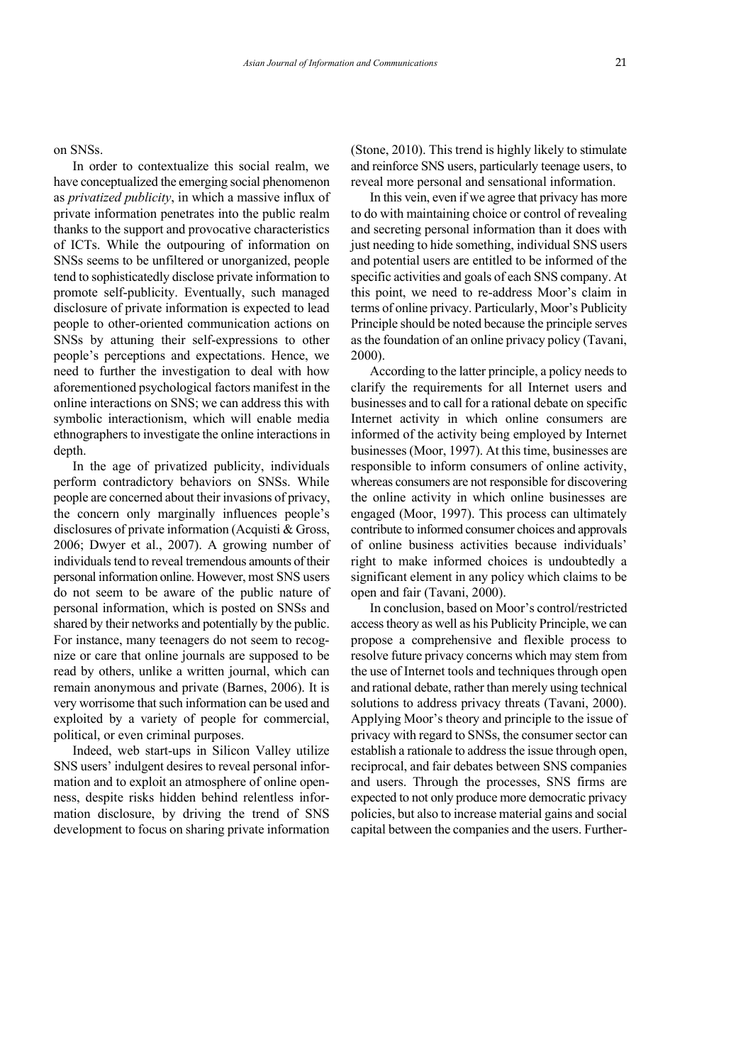on SNSs.

In order to contextualize this social realm, we have conceptualized the emerging social phenomenon as *privatized publicity*, in which a massive influx of private information penetrates into the public realm thanks to the support and provocative characteristics of ICTs. While the outpouring of information on SNSs seems to be unfiltered or unorganized, people tend to sophisticatedly disclose private information to promote self-publicity. Eventually, such managed disclosure of private information is expected to lead people to other-oriented communication actions on SNSs by attuning their self-expressions to other people's perceptions and expectations. Hence, we need to further the investigation to deal with how aforementioned psychological factors manifest in the online interactions on SNS; we can address this with symbolic interactionism, which will enable media ethnographers to investigate the online interactions in depth.

In the age of privatized publicity, individuals perform contradictory behaviors on SNSs. While people are concerned about their invasions of privacy, the concern only marginally influences people's disclosures of private information (Acquisti & Gross, 2006; Dwyer et al., 2007). A growing number of individuals tend to reveal tremendous amounts of their personal information online. However, most SNS users do not seem to be aware of the public nature of personal information, which is posted on SNSs and shared by their networks and potentially by the public. For instance, many teenagers do not seem to recognize or care that online journals are supposed to be read by others, unlike a written journal, which can remain anonymous and private (Barnes, 2006). It is very worrisome that such information can be used and exploited by a variety of people for commercial, political, or even criminal purposes.

Indeed, web start-ups in Silicon Valley utilize SNS users' indulgent desires to reveal personal information and to exploit an atmosphere of online openness, despite risks hidden behind relentless information disclosure, by driving the trend of SNS development to focus on sharing private information (Stone, 2010). This trend is highly likely to stimulate and reinforce SNS users, particularly teenage users, to reveal more personal and sensational information.

In this vein, even if we agree that privacy has more to do with maintaining choice or control of revealing and secreting personal information than it does with just needing to hide something, individual SNS users and potential users are entitled to be informed of the specific activities and goals of each SNS company. At this point, we need to re-address Moor's claim in terms of online privacy. Particularly, Moor's Publicity Principle should be noted because the principle serves as the foundation of an online privacy policy (Tavani, 2000).

According to the latter principle, a policy needs to clarify the requirements for all Internet users and businesses and to call for a rational debate on specific Internet activity in which online consumers are informed of the activity being employed by Internet businesses (Moor, 1997). At this time, businesses are responsible to inform consumers of online activity, whereas consumers are not responsible for discovering the online activity in which online businesses are engaged (Moor, 1997). This process can ultimately contribute to informed consumer choices and approvals of online business activities because individuals' right to make informed choices is undoubtedly a significant element in any policy which claims to be open and fair (Tavani, 2000).

In conclusion, based on Moor's control/restricted access theory as well as his Publicity Principle, we can propose a comprehensive and flexible process to resolve future privacy concerns which may stem from the use of Internet tools and techniques through open and rational debate, rather than merely using technical solutions to address privacy threats (Tavani, 2000). Applying Moor's theory and principle to the issue of privacy with regard to SNSs, the consumer sector can establish a rationale to address the issue through open, reciprocal, and fair debates between SNS companies and users. Through the processes, SNS firms are expected to not only produce more democratic privacy policies, but also to increase material gains and social capital between the companies and the users. Further-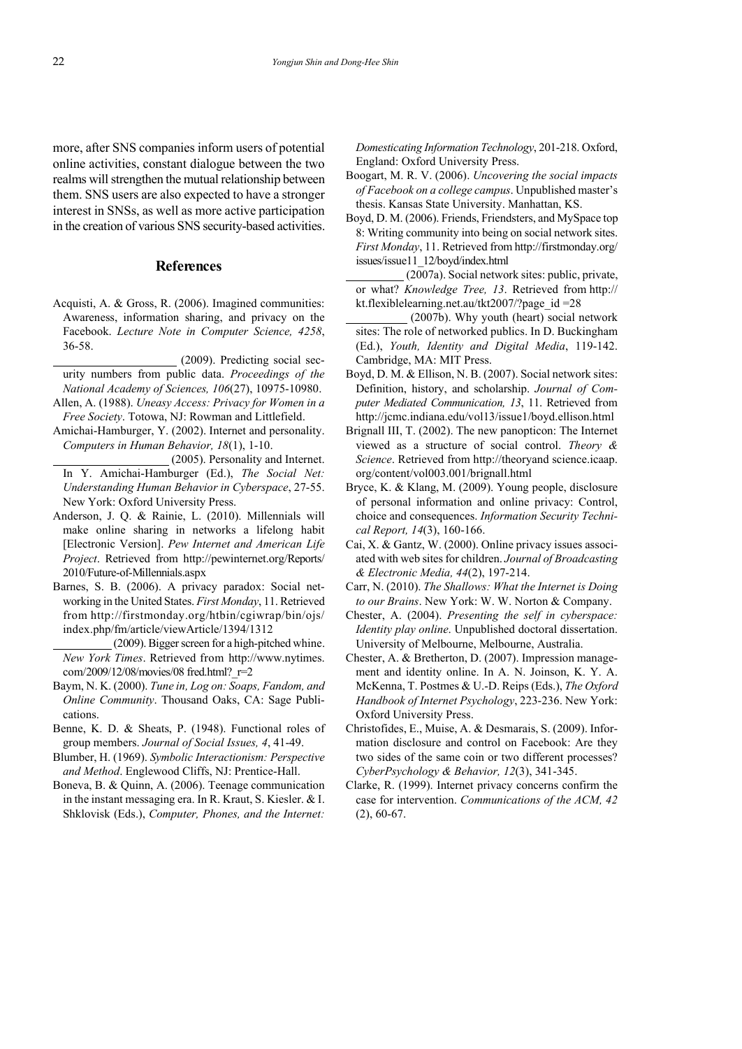more, after SNS companies inform users of potential online activities, constant dialogue between the two realms will strengthen the mutual relationship between them. SNS users are also expected to have a stronger interest in SNSs, as well as more active participation in the creation of various SNS security-based activities.

## References

Acquisti, A. & Gross, R. (2006). Imagined communities: Awareness, information sharing, and privacy on the Facebook. *Lecture Note in Computer Science, 4258*, 36-58.

\_\_\_\_\_\_\_\_\_\_\_\_\_\_\_\_\_\_\_\_ (2009). Predicting social security numbers from public data. *Proceedings of the National Academy of Sciences, 106*(27), 10975-10980.

Allen, A. (1988). *Uneasy Access: Privacy for Women in a Free Society*. Totowa, NJ: Rowman and Littlefield.

Amichai-Hamburger, Y. (2002). Internet and personality. *Computers in Human Behavior, 18*(1), 1-10.

\_\_\_\_\_\_\_\_\_\_\_\_\_\_\_\_\_\_\_\_ (2005). Personality and Internet. In Y. Amichai-Hamburger (Ed.), *The Social Net: Understanding Human Behavior in Cyberspace*, 27-55. New York: Oxford University Press.

Anderson, J. Q. & Rainie, L. (2010). Millennials will make online sharing in networks a lifelong habit [Electronic Version]. *Pew Internet and American Life Project*. Retrieved from http://pewinternet.org/Reports/2010/Future-of-Millennials.aspx

Barnes, S. B. (2006). A privacy paradox: Social networking in the United States. *First Monday*, 11. Retrieved from http://firstmonday.org/htbin/cgiwrap/bin/ojs/index.php/fm/article/viewArticle/1394/1312

\_\_\_\_\_\_\_\_\_\_ (2009). Bigger screen for a high-pitched whine. *New York Times*. Retrieved from http://www.nytimes.com/2009/12/08/movies/08 fred.html?_r=2

Baym, N. K. (2000). *Tune in, Log on: Soaps, Fandom, and Online Community*. Thousand Oaks, CA: Sage Publications.

Benne, K. D. & Sheats, P. (1948). Functional roles of group members. *Journal of Social Issues, 4*, 41-49.

Blumber, H. (1969). *Symbolic Interactionism: Perspective and Method*. Englewood Cliffs, NJ: Prentice-Hall.

Boneva, B. & Quinn, A. (2006). Teenage communication in the instant messaging era. In R. Kraut, S. Kiesler. & I. Shklovisk (Eds.), *Computer, Phones, and the Internet: Domesticating Information Technology*, 201-218. Oxford, England: Oxford University Press.

Boogart, M. R. V. (2006). *Uncovering the social impacts of Facebook on a college campus*. Unpublished master's thesis. Kansas State University. Manhattan, KS.

Boyd, D. M. (2006). Friends, Friendsters, and MySpace top 8: Writing community into being on social network sites. *First Monday*, 11. Retrieved from http://firstmonday.org/issues/issue11_12/boyd/index.html

\_\_\_\_\_\_\_\_\_\_ (2007a). Social network sites: public, private, or what? *Knowledge Tree, 13*. Retrieved from http://kt.flexiblelearning.net.au/tkt2007/?page_id =28

\_\_\_\_\_\_\_\_\_\_ (2007b). Why youth (heart) social network sites: The role of networked publics. In D. Buckingham (Ed.), *Youth, Identity and Digital Media*, 119-142. Cambridge, MA: MIT Press.

Boyd, D. M. & Ellison, N. B. (2007). Social network sites: Definition, history, and scholarship. *Journal of Computer Mediated Communication, 13*, 11. Retrieved from http://jcmc.indiana.edu/vol13/issue1/boyd.ellison.html

Brignall III, T. (2002). The new panopticon: The Internet viewed as a structure of social control. *Theory & Science*. Retrieved from http://theoryand science.icaap.org/content/vol003.001/brignall.html

Bryce, K. & Klang, M. (2009). Young people, disclosure of personal information and online privacy: Control, choice and consequences. *Information Security Technical Report, 14*(3), 160-166.

Cai, X. & Gantz, W. (2000). Online privacy issues associated with web sites for children. *Journal of Broadcasting & Electronic Media, 44*(2), 197-214.

Carr, N. (2010). *The Shallows: What the Internet is Doing to our Brains*. New York: W. W. Norton & Company.

Chester, A. (2004). *Presenting the self in cyberspace: Identity play online*. Unpublished doctoral dissertation. University of Melbourne, Melbourne, Australia.

Chester, A. & Bretherton, D. (2007). Impression management and identity online. In A. N. Joinson, K. Y. A. McKenna, T. Postmes & U.-D. Reips (Eds.), *The Oxford Handbook of Internet Psychology*, 223-236. New York: Oxford University Press.

Christofides, E., Muise, A. & Desmarais, S. (2009). Information disclosure and control on Facebook: Are they two sides of the same coin or two different processes? *CyberPsychology & Behavior, 12*(3), 341-345.

Clarke, R. (1999). Internet privacy concerns confirm the case for intervention. *Communications of the ACM, 42* (2), 60-67.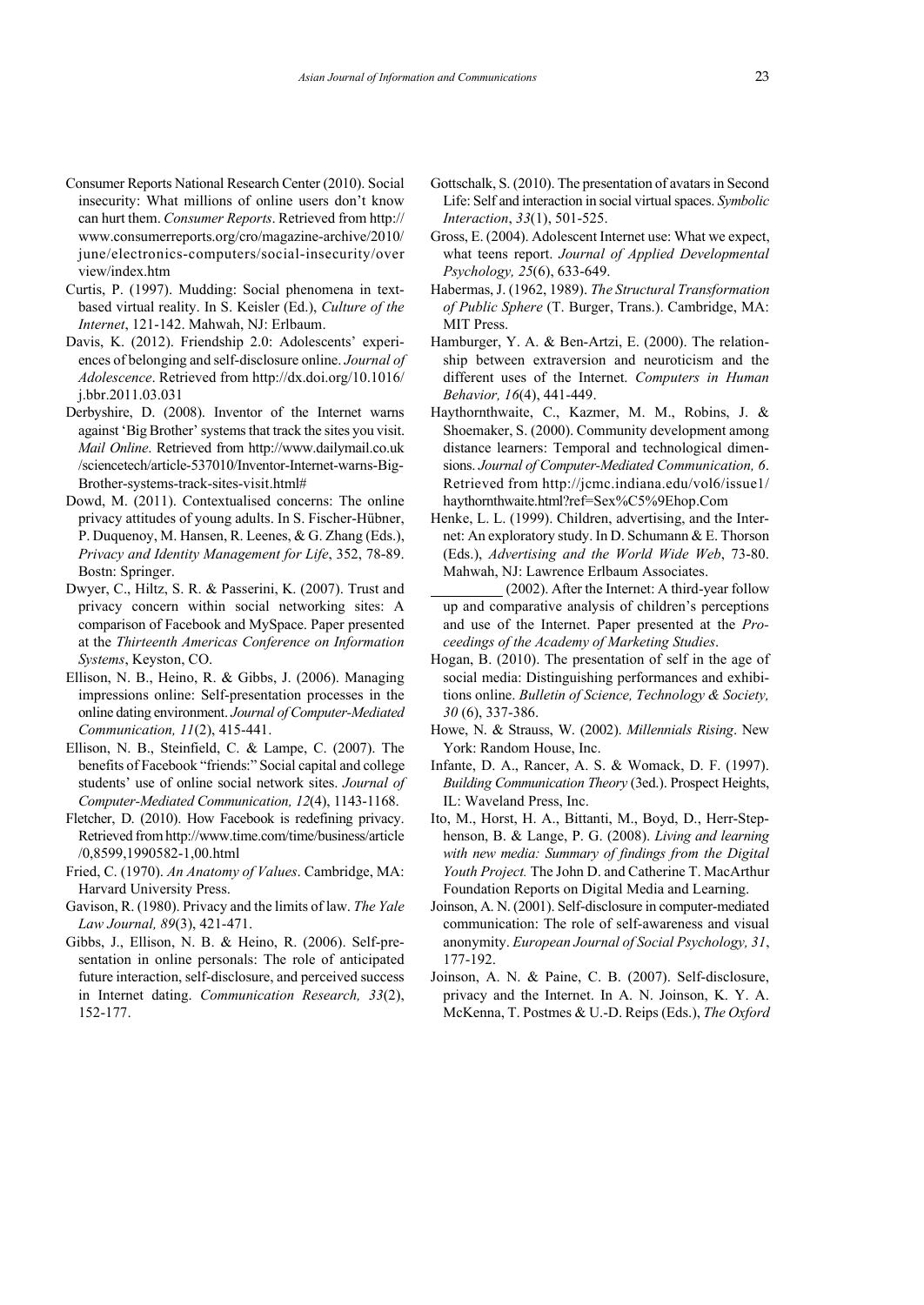Consumer Reports National Research Center (2010). Social insecurity: What millions of online users don't know can hurt them. *Consumer Reports*. Retrieved from http://www.consumerreports.org/cro/magazine-archive/2010/june/electronics-computers/social-insecurity/overview/index.htm

Curtis, P. (1997). Mudding: Social phenomena in text-based virtual reality. In S. Keisler (Ed.), *Culture of the Internet*, 121-142. Mahwah, NJ: Erlbaum.

Davis, K. (2012). Friendship 2.0: Adolescents' experiences of belonging and self-disclosure online. *Journal of Adolescence*. Retrieved from http://dx.doi.org/10.1016/j.bbr.2011.03.031

Derbyshire, D. (2008). Inventor of the Internet warns against 'Big Brother' systems that track the sites you visit. *Mail Online*. Retrieved from http://www.dailymail.co.uk/sciencetech/article-537010/Inventor-Internet-warns-Big-Brother-systems-track-sites-visit.html#

Dowd, M. (2011). Contextualised concerns: The online privacy attitudes of young adults. In S. Fischer-Hübner, P. Duquenoy, M. Hansen, R. Leenes, & G. Zhang (Eds.), *Privacy and Identity Management for Life*, 352, 78-89. Bostn: Springer.

Dwyer, C., Hiltz, S. R. & Passerini, K. (2007). Trust and privacy concern within social networking sites: A comparison of Facebook and MySpace. Paper presented at the *Thirteenth Americas Conference on Information Systems*, Keyston, CO.

Ellison, N. B., Heino, R. & Gibbs, J. (2006). Managing impressions online: Self-presentation processes in the online dating environment. *Journal of Computer-Mediated Communication, 11*(2), 415-441.

Ellison, N. B., Steinfield, C. & Lampe, C. (2007). The benefits of Facebook "friends:" Social capital and college students' use of online social network sites. *Journal of Computer-Mediated Communication, 12*(4), 1143-1168.

Fletcher, D. (2010). How Facebook is redefining privacy. Retrieved from http://www.time.com/time/business/article/0,8599,1990582-1,00.html

Fried, C. (1970). *An Anatomy of Values*. Cambridge, MA: Harvard University Press.

Gavison, R. (1980). Privacy and the limits of law. *The Yale Law Journal, 89*(3), 421-471.

Gibbs, J., Ellison, N. B. & Heino, R. (2006). Self-presentation in online personals: The role of anticipated future interaction, self-disclosure, and perceived success in Internet dating. *Communication Research, 33*(2), 152-177.

Gottschalk, S. (2010). The presentation of avatars in Second Life: Self and interaction in social virtual spaces. *Symbolic Interaction*, *33*(1), 501-525.

Gross, E. (2004). Adolescent Internet use: What we expect, what teens report. *Journal of Applied Developmental Psychology, 25*(6), 633-649.

Habermas, J. (1962, 1989). *The Structural Transformation of Public Sphere* (T. Burger, Trans.). Cambridge, MA: MIT Press.

Hamburger, Y. A. & Ben-Artzi, E. (2000). The relationship between extraversion and neuroticism and the different uses of the Internet. *Computers in Human Behavior, 16*(4), 441-449.

Haythornthwaite, C., Kazmer, M. M., Robins, J. & Shoemaker, S. (2000). Community development among distance learners: Temporal and technological dimensions. *Journal of Computer-Mediated Communication, 6*. Retrieved from http://jcmc.indiana.edu/vol6/issue1/haythornthwaite.html?ref=Sex%C5%9Ehop.Com

Henke, L. L. (1999). Children, advertising, and the Internet: An exploratory study. In D. Schumann & E. Thorson (Eds.), *Advertising and the World Wide Web*, 73-80. Mahwah, NJ: Lawrence Erlbaum Associates.

\_\_\_\_\_\_\_\_\_\_ (2002). After the Internet: A third-year follow up and comparative analysis of children's perceptions and use of the Internet. Paper presented at the *Proceedings of the Academy of Marketing Studies*.

Hogan, B. (2010). The presentation of self in the age of social media: Distinguishing performances and exhibitions online. *Bulletin of Science, Technology & Society, 30* (6), 337-386.

Howe, N. & Strauss, W. (2002). *Millennials Rising*. New York: Random House, Inc.

Infante, D. A., Rancer, A. S. & Womack, D. F. (1997). *Building Communication Theory* (3ed.). Prospect Heights, IL: Waveland Press, Inc.

Ito, M., Horst, H. A., Bittanti, M., Boyd, D., Herr-Stephenson, B. & Lange, P. G. (2008). *Living and learning with new media: Summary of findings from the Digital Youth Project.* The John D. and Catherine T. MacArthur Foundation Reports on Digital Media and Learning.

Joinson, A. N. (2001). Self-disclosure in computer-mediated communication: The role of self-awareness and visual anonymity. *European Journal of Social Psychology, 31*, 177-192.

Joinson, A. N. & Paine, C. B. (2007). Self-disclosure, privacy and the Internet. In A. N. Joinson, K. Y. A. McKenna, T. Postmes & U.-D. Reips (Eds.), *The Oxford*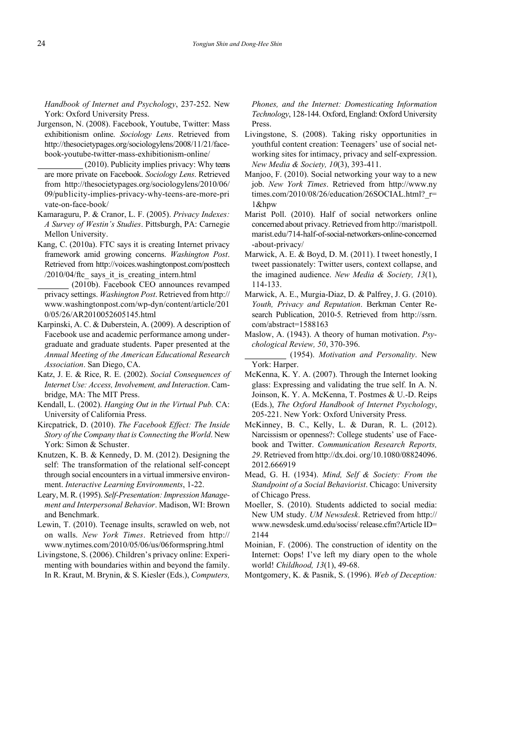*Handbook of Internet and Psychology*, 237-252. New York: Oxford University Press.

Jurgenson, N. (2008). Facebook, Youtube, Twitter: Mass exhibitionism online. *Sociology Lens*. Retrieved from http://thesocietypages.org/sociologylens/2008/11/21/facebook-youtube-twitter-mass-exhibitionism-online/

\_\_\_\_\_\_\_\_\_\_ (2010). Publicity implies privacy: Why teens are more private on Facebook. *Sociology Lens*. Retrieved from http://thesocietypages.org/sociologylens/2010/06/09/publicity-implies-privacy-why-teens-are-more-private-on-face-book/

Kamaraguru, P. & Cranor, L. F. (2005). *Privacy Indexes: A Survey of Westin's Studies*. Pittsburgh, PA: Carnegie Mellon University.

Kang, C. (2010a). FTC says it is creating Internet privacy framework amid growing concerns. *Washington Post*. Retrieved from http://voices.washingtonpost.com/posttech/2010/04/ftc_ says_it_is_creating_intern.html

\_\_\_\_\_\_\_\_ (2010b). Facebook CEO announces revamped privacy settings. *Washington Post*. Retrieved from http://www.washingtonpost.com/wp-dyn/content/article/2010/05/26/AR2010052605145.html

Karpinski, A. C. & Duberstein, A. (2009). A description of Facebook use and academic performance among undergraduate and graduate students. Paper presented at the *Annual Meeting of the American Educational Research Association*. San Diego, CA.

Katz, J. E. & Rice, R. E. (2002). *Social Consequences of Internet Use: Access, Involvement, and Interaction*. Cambridge, MA: The MIT Press.

Kendall, L. (2002). *Hanging Out in the Virtual Pub.* CA: University of California Press.

Kircpatrick, D. (2010). *The Facebook Effect: The Inside Story of the Company that is Connecting the World*. New York: Simon & Schuster.

Knutzen, K. B. & Kennedy, D. M. (2012). Designing the self: The transformation of the relational self-concept through social encounters in a virtual immersive environment. *Interactive Learning Environments*, 1-22.

Leary, M. R. (1995). *Self-Presentation: Impression Management and Interpersonal Behavior*. Madison, WI: Brown and Benchmark.

Lewin, T. (2010). Teenage insults, scrawled on web, not on walls. *New York Times*. Retrieved from http://www.nytimes.com/2010/05/06/us/06formspring.html

Livingstone, S. (2006). Children's privacy online: Experimenting with boundaries within and beyond the family. In R. Kraut, M. Brynin, & S. Kiesler (Eds.), *Computers, Phones, and the Internet: Domesticating Information Technology*, 128-144. Oxford, England: Oxford University Press.

Livingstone, S. (2008). Taking risky opportunities in youthful content creation: Teenagers' use of social networking sites for intimacy, privacy and self-expression. *New Media & Society, 10*(3), 393-411.

Manjoo, F. (2010). Social networking your way to a new job. *New York Times*. Retrieved from http://www.nytimes.com/2010/08/26/education/26SOCIAL.html?_r=1&hpw

Marist Poll. (2010). Half of social networkers online concerned about privacy. Retrieved from http://maristpoll.marist.edu/714-half-of-social-networkers-online-concerned-about-privacy/

Marwick, A. E. & Boyd, D. M. (2011). I tweet honestly, I tweet passionately: Twitter users, context collapse, and the imagined audience. *New Media & Society, 13*(1), 114-133.

Marwick, A. E., Murgia-Diaz, D. & Palfrey, J. G. (2010). *Youth, Privacy and Reputation*. Berkman Center Research Publication, 2010-5. Retrieved from http://ssrn.com/abstract=1588163

Maslow, A. (1943). A theory of human motivation. *Psychological Review, 50*, 370-396.

\_\_\_\_\_\_\_\_\_ (1954). *Motivation and Personality*. New York: Harper.

McKenna, K. Y. A. (2007). Through the Internet looking glass: Expressing and validating the true self. In A. N. Joinson, K. Y. A. McKenna, T. Postmes & U.-D. Reips (Eds.), *The Oxford Handbook of Internet Psychology*, 205-221. New York: Oxford University Press.

McKinney, B. C., Kelly, L. & Duran, R. L. (2012). Narcissism or openness?: College students' use of Facebook and Twitter. *Communication Research Reports, 29*. Retrieved from http://dx.doi. org/10.1080/08824096.2012.666919

Mead, G. H. (1934). *Mind, Self & Society: From the Standpoint of a Social Behaviorist*. Chicago: University of Chicago Press.

Moeller, S. (2010). Students addicted to social media: New UM study. *UM Newsdesk*. Retrieved from http://www.newsdesk.umd.edu/sociss/ release.cfm?Article ID=2144

Moinian, F. (2006). The construction of identity on the Internet: Oops! I've left my diary open to the whole world! *Childhood, 13*(1), 49-68.

Montgomery, K. & Pasnik, S. (1996). *Web of Deception:*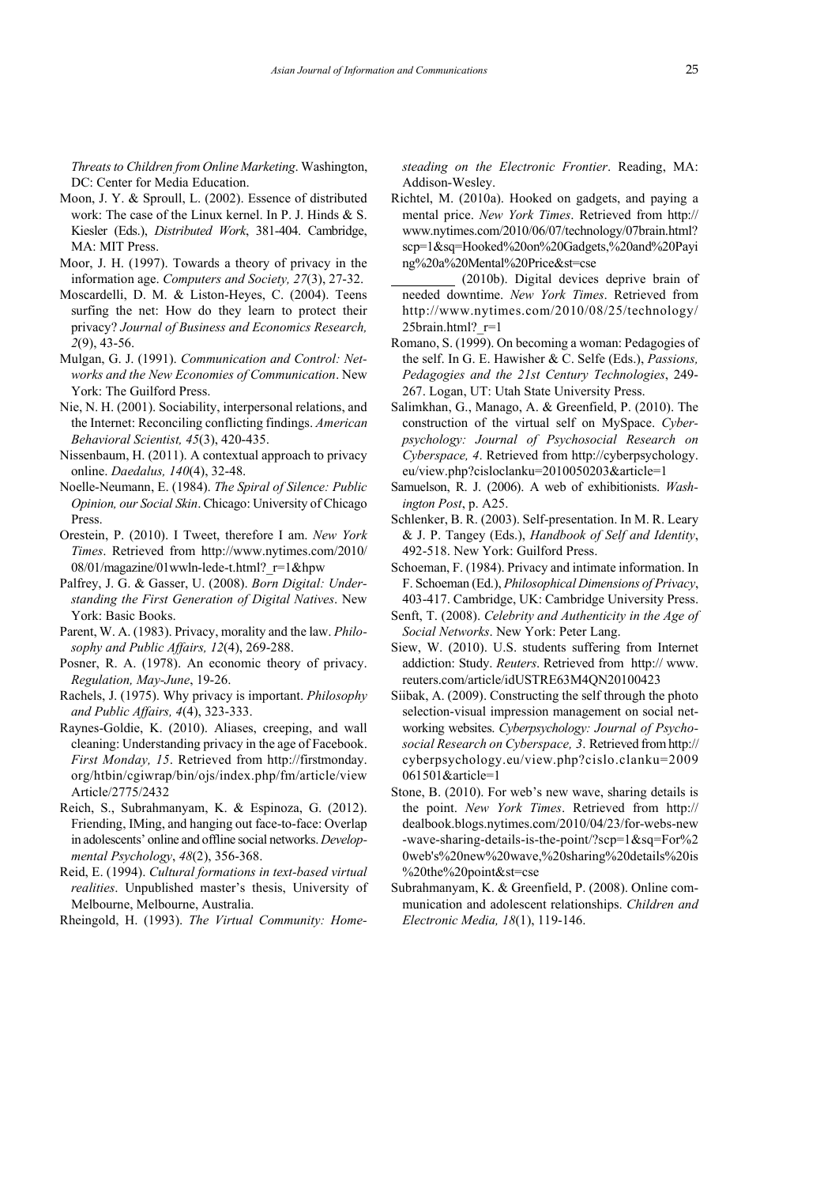*Threats to Children from Online Marketing*. Washington, DC: Center for Media Education.

Moon, J. Y. & Sproull, L. (2002). Essence of distributed work: The case of the Linux kernel. In P. J. Hinds & S. Kiesler (Eds.), *Distributed Work*, 381-404. Cambridge, MA: MIT Press.

Moor, J. H. (1997). Towards a theory of privacy in the information age. *Computers and Society, 27*(3), 27-32.

Moscardelli, D. M. & Liston-Heyes, C. (2004). Teens surfing the net: How do they learn to protect their privacy? *Journal of Business and Economics Research, 2*(9), 43-56.

Mulgan, G. J. (1991). *Communication and Control: Networks and the New Economies of Communication*. New York: The Guilford Press.

Nie, N. H. (2001). Sociability, interpersonal relations, and the Internet: Reconciling conflicting findings. *American Behavioral Scientist, 45*(3), 420-435.

Nissenbaum, H. (2011). A contextual approach to privacy online. *Daedalus, 140*(4), 32-48.

Noelle-Neumann, E. (1984). *The Spiral of Silence: Public Opinion, our Social Skin*. Chicago: University of Chicago Press.

Orestein, P. (2010). I Tweet, therefore I am. *New York Times*. Retrieved from http://www.nytimes.com/2010/08/01/magazine/01wwln-lede-t.html?_r=1&hpw

Palfrey, J. G. & Gasser, U. (2008). *Born Digital: Understanding the First Generation of Digital Natives*. New York: Basic Books.

Parent, W. A. (1983). Privacy, morality and the law. *Philosophy and Public Affairs, 12*(4), 269-288.

Posner, R. A. (1978). An economic theory of privacy. *Regulation, May-June*, 19-26.

Rachels, J. (1975). Why privacy is important. *Philosophy and Public Affairs, 4*(4), 323-333.

Raynes-Goldie, K. (2010). Aliases, creeping, and wall cleaning: Understanding privacy in the age of Facebook. *First Monday, 15*. Retrieved from http://firstmonday.org/htbin/cgiwrap/bin/ojs/index.php/fm/article/viewArticle/2775/2432

Reich, S., Subrahmanyam, K. & Espinoza, G. (2012). Friending, IMing, and hanging out face-to-face: Overlap in adolescents' online and offline social networks. *Developmental Psychology*, *48*(2), 356-368.

Reid, E. (1994). *Cultural formations in text-based virtual realities*. Unpublished master's thesis, University of Melbourne, Melbourne, Australia.

Rheingold, H. (1993). *The Virtual Community: Homesteading on the Electronic Frontier*. Reading, MA: Addison-Wesley.

Richtel, M. (2010a). Hooked on gadgets, and paying a mental price. *New York Times*. Retrieved from http://www.nytimes.com/2010/06/07/technology/07brain.html?scp=1&sq=Hooked%20on%20Gadgets,%20and%20Paying%20a%20Mental%20Price&st=cse

\_\_\_\_\_\_\_\_\_ (2010b). Digital devices deprive brain of needed downtime. *New York Times*. Retrieved from http://www.nytimes.com/2010/08/25/technology/25brain.html?_r=1

Romano, S. (1999). On becoming a woman: Pedagogies of the self. In G. E. Hawisher & C. Selfe (Eds.), *Passions, Pedagogies and the 21st Century Technologies*, 249-267. Logan, UT: Utah State University Press.

Salimkhan, G., Manago, A. & Greenfield, P. (2010). The construction of the virtual self on MySpace. *Cyberpsychology: Journal of Psychosocial Research on Cyberspace, 4*. Retrieved from http://cyberpsychology.eu/view.php?cisloclanku=2010050203&article=1

Samuelson, R. J. (2006). A web of exhibitionists. *Washington Post*, p. A25.

Schlenker, B. R. (2003). Self-presentation. In M. R. Leary & J. P. Tangey (Eds.), *Handbook of Self and Identity*, 492-518. New York: Guilford Press.

Schoeman, F. (1984). Privacy and intimate information. In F. Schoeman (Ed.), *Philosophical Dimensions of Privacy*, 403-417. Cambridge, UK: Cambridge University Press.

Senft, T. (2008). *Celebrity and Authenticity in the Age of Social Networks*. New York: Peter Lang.

Siew, W. (2010). U.S. students suffering from Internet addiction: Study. *Reuters*. Retrieved from http:// www.reuters.com/article/idUSTRE63M4QN20100423

Siibak, A. (2009). Constructing the self through the photo selection-visual impression management on social networking websites. *Cyberpsychology: Journal of Psychosocial Research on Cyberspace, 3*. Retrieved from http://cyberpsychology.eu/view.php?cislo.clanku=2009061501&article=1

Stone, B. (2010). For web's new wave, sharing details is the point. *New York Times*. Retrieved from http://dealbook.blogs.nytimes.com/2010/04/23/for-webs-new-wave-sharing-details-is-the-point/?scp=1&sq=For%20web's%20new%20wave,%20sharing%20details%20is%20the%20point&st=cse

Subrahmanyam, K. & Greenfield, P. (2008). Online communication and adolescent relationships. *Children and Electronic Media, 18*(1), 119-146.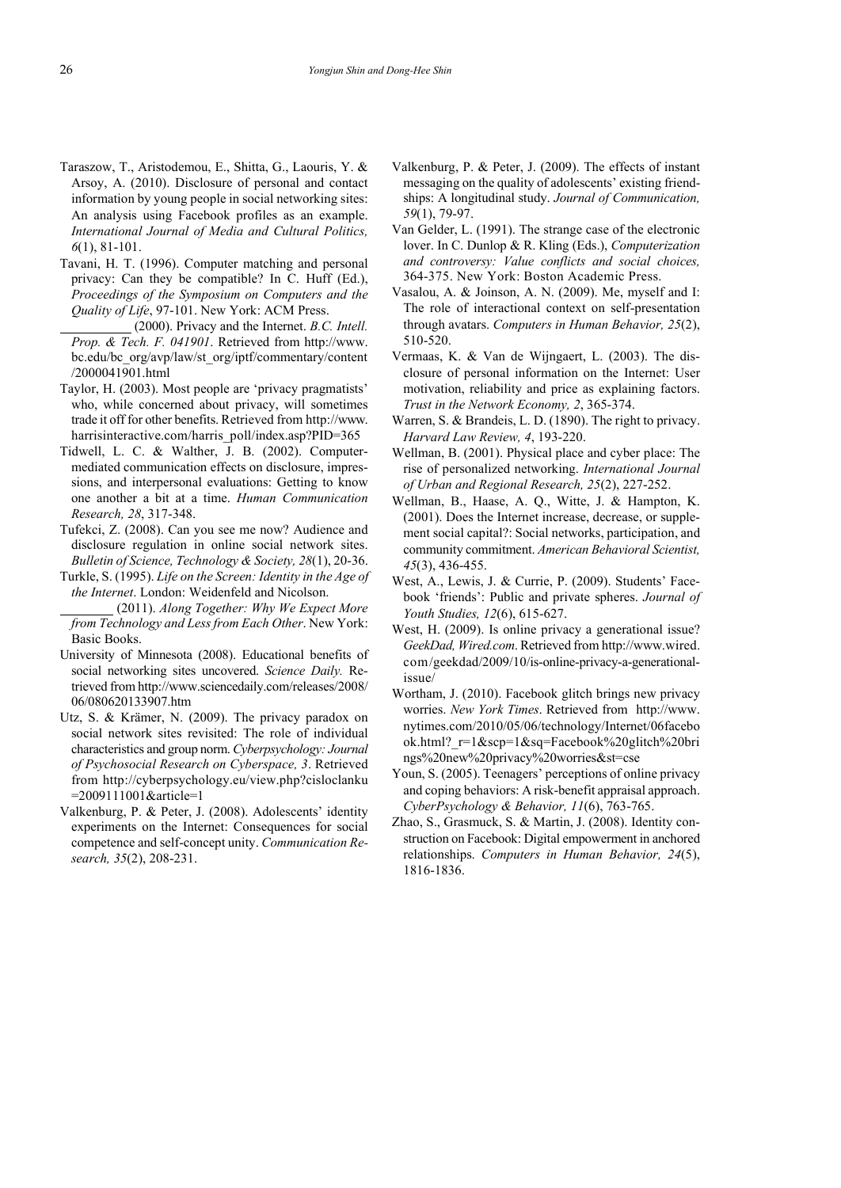Taraszow, T., Aristodemou, E., Shitta, G., Laouris, Y. & Arsoy, A. (2010). Disclosure of personal and contact information by young people in social networking sites: An analysis using Facebook profiles as an example. *International Journal of Media and Cultural Politics, 6*(1), 81-101.

Tavani, H. T. (1996). Computer matching and personal privacy: Can they be compatible? In C. Huff (Ed.), *Proceedings of the Symposium on Computers and the Quality of Life*, 97-101. New York: ACM Press.

__________ (2000). Privacy and the Internet. *B.C. Intell. Prop. & Tech. F. 041901*. Retrieved from http://www.bc.edu/bc_org/avp/law/st_org/iptf/commentary/content/2000041901.html

Taylor, H. (2003). Most people are 'privacy pragmatists' who, while concerned about privacy, will sometimes trade it off for other benefits. Retrieved from http://www.harrisinteractive.com/harris_poll/index.asp?PID=365

Tidwell, L. C. & Walther, J. B. (2002). Computer-mediated communication effects on disclosure, impressions, and interpersonal evaluations: Getting to know one another a bit at a time. *Human Communication Research, 28*, 317-348.

Tufekci, Z. (2008). Can you see me now? Audience and disclosure regulation in online social network sites. *Bulletin of Science, Technology & Society, 28*(1), 20-36.

Turkle, S. (1995). *Life on the Screen: Identity in the Age of the Internet*. London: Weidenfeld and Nicolson.

________ (2011). *Along Together: Why We Expect More from Technology and Less from Each Other*. New York: Basic Books.

University of Minnesota (2008). Educational benefits of social networking sites uncovered. *Science Daily.* Retrieved from http://www.sciencedaily.com/releases/2008/06/080620133907.htm

Utz, S. & Krämer, N. (2009). The privacy paradox on social network sites revisited: The role of individual characteristics and group norm. *Cyberpsychology: Journal of Psychosocial Research on Cyberspace, 3*. Retrieved from http://cyberpsychology.eu/view.php?cisloclanku=2009111001&article=1

Valkenburg, P. & Peter, J. (2008). Adolescents' identity experiments on the Internet: Consequences for social competence and self-concept unity. *Communication Research, 35*(2), 208-231.

Valkenburg, P. & Peter, J. (2009). The effects of instant messaging on the quality of adolescents' existing friendships: A longitudinal study. *Journal of Communication, 59*(1), 79-97.

Van Gelder, L. (1991). The strange case of the electronic lover. In C. Dunlop & R. Kling (Eds.), *Computerization and controversy: Value conflicts and social choices,* 364-375. New York: Boston Academic Press.

Vasalou, A. & Joinson, A. N. (2009). Me, myself and I: The role of interactional context on self-presentation through avatars. *Computers in Human Behavior, 25*(2), 510-520.

Vermaas, K. & Van de Wijngaert, L. (2003). The disclosure of personal information on the Internet: User motivation, reliability and price as explaining factors. *Trust in the Network Economy, 2*, 365-374.

Warren, S. & Brandeis, L. D. (1890). The right to privacy. *Harvard Law Review, 4*, 193-220.

Wellman, B. (2001). Physical place and cyber place: The rise of personalized networking. *International Journal of Urban and Regional Research, 25*(2), 227-252.

Wellman, B., Haase, A. Q., Witte, J. & Hampton, K. (2001). Does the Internet increase, decrease, or supplement social capital?: Social networks, participation, and community commitment. *American Behavioral Scientist, 45*(3), 436-455.

West, A., Lewis, J. & Currie, P. (2009). Students' Facebook 'friends': Public and private spheres. *Journal of Youth Studies, 12*(6), 615-627.

West, H. (2009). Is online privacy a generational issue? *GeekDad, Wired.com*. Retrieved from http://www.wired.com/geekdad/2009/10/is-online-privacy-a-generational-issue/

Wortham, J. (2010). Facebook glitch brings new privacy worries. *New York Times*. Retrieved from http://www.nytimes.com/2010/05/06/technology/Internet/06facebook.html?_r=1&scp=1&sq=Facebook%20glitch%20brings%20new%20privacy%20worries&st=cse

Youn, S. (2005). Teenagers' perceptions of online privacy and coping behaviors: A risk-benefit appraisal approach. *CyberPsychology & Behavior, 11*(6), 763-765.

Zhao, S., Grasmuck, S. & Martin, J. (2008). Identity construction on Facebook: Digital empowerment in anchored relationships. *Computers in Human Behavior, 24*(5), 1816-1836.